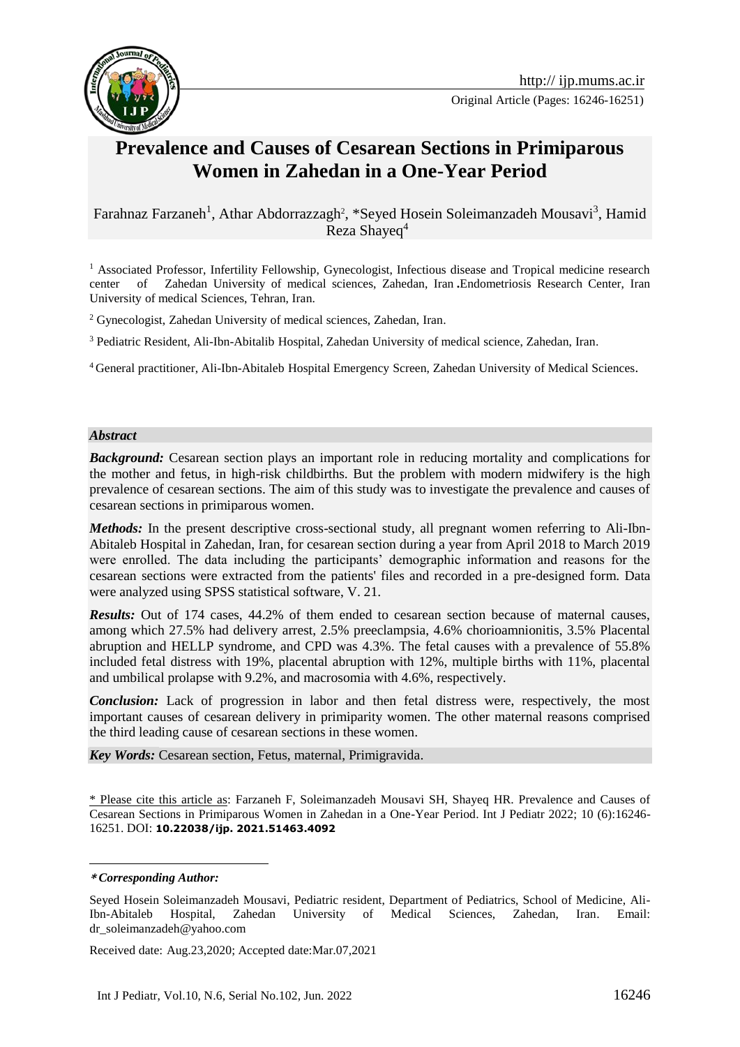Original Article (Pages: 16246-16251)

# Prevalence and Causes of Cesarean Sections in Primiparous Women in Zahedan in a One-Year Period

Farahnaz Farzaneh[1], Athar Abdorrazzagh[2], *Seyed Hosein Soleimanzadeh Mousavi[3], Hamid Reza Shayeq[4]

[1] Associated Professor, Infertility Fellowship, Gynecologist, Infectious disease and Tropical medicine research center of Zahedan University of medical sciences, Zahedan, Iran. Endometriosis Research Center, Iran University of medical Sciences, Tehran, Iran.

[2] Gynecologist, Zahedan University of medical sciences, Zahedan, Iran.

[3] Pediatric Resident, Ali-Ibn-Abitalib Hospital, Zahedan University of medical science, Zahedan, Iran.

[4] General practitioner, Ali-Ibn-Abitaleb Hospital Emergency Screen, Zahedan University of Medical Sciences.

### *Abstract*

***Background:*** Cesarean section plays an important role in reducing mortality and complications for the mother and fetus, in high-risk childbirths. But the problem with modern midwifery is the high prevalence of cesarean sections. The aim of this study was to investigate the prevalence and causes of cesarean sections in primiparous women.

***Methods:*** In the present descriptive cross-sectional study, all pregnant women referring to Ali-Ibn-Abitaleb Hospital in Zahedan, Iran, for cesarean section during a year from April 2018 to March 2019 were enrolled. The data including the participants' demographic information and reasons for the cesarean sections were extracted from the patients' files and recorded in a pre-designed form. Data were analyzed using SPSS statistical software, V. 21.

***Results:*** Out of 174 cases, 44.2% of them ended to cesarean section because of maternal causes, among which 27.5% had delivery arrest, 2.5% preeclampsia, 4.6% chorioamnionitis, 3.5% Placental abruption and HELLP syndrome, and CPD was 4.3%. The fetal causes with a prevalence of 55.8% included fetal distress with 19%, placental abruption with 12%, multiple births with 11%, placental and umbilical prolapse with 9.2%, and macrosomia with 4.6%, respectively.

***Conclusion:*** Lack of progression in labor and then fetal distress were, respectively, the most important causes of cesarean delivery in primiparity women. The other maternal reasons comprised the third leading cause of cesarean sections in these women.

***Key Words:*** Cesarean section, Fetus, maternal, Primigravida.

\* Please cite this article as: Farzaneh F, Soleimanzadeh Mousavi SH, Shayeq HR. Prevalence and Causes of Cesarean Sections in Primiparous Women in Zahedan in a One-Year Period. Int J Pediatr 2022; 10 (6):16246-16251. DOI: **10.22038/ijp. 2021.51463.4092**

***\*Corresponding Author:***

Seyed Hosein Soleimanzadeh Mousavi, Pediatric resident, Department of Pediatrics, School of Medicine, Ali-Ibn-Abitaleb Hospital, Zahedan University of Medical Sciences, Zahedan, Iran. Email: dr_soleimanzadeh@yahoo.com

Received date: Aug.23,2020; Accepted date:Mar.07,2021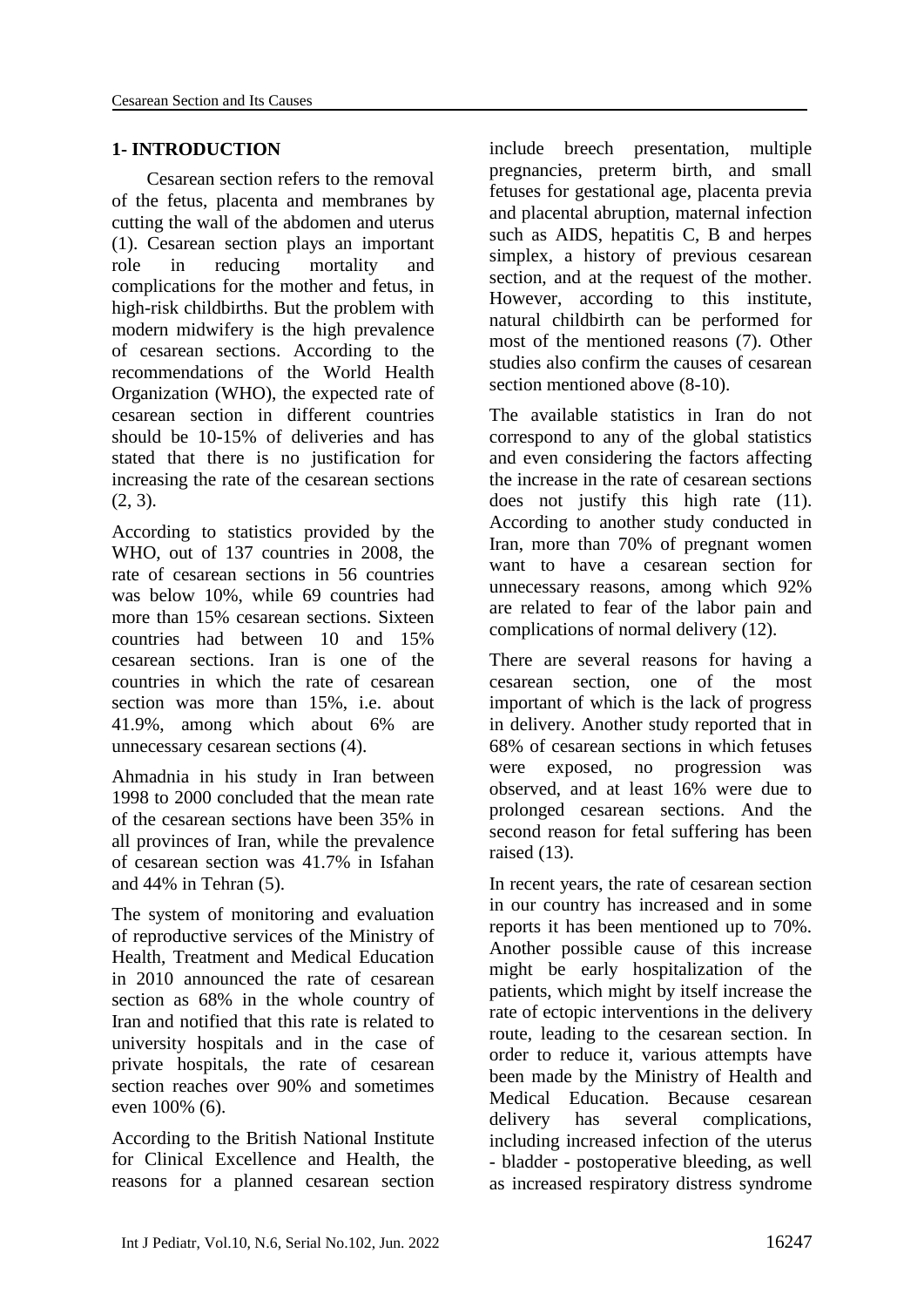## 1- INTRODUCTION

Cesarean section refers to the removal of the fetus, placenta and membranes by cutting the wall of the abdomen and uterus (1). Cesarean section plays an important role in reducing mortality and complications for the mother and fetus, in high-risk childbirths. But the problem with modern midwifery is the high prevalence of cesarean sections. According to the recommendations of the World Health Organization (WHO), the expected rate of cesarean section in different countries should be 10-15% of deliveries and has stated that there is no justification for increasing the rate of the cesarean sections (2, 3).

According to statistics provided by the WHO, out of 137 countries in 2008, the rate of cesarean sections in 56 countries was below 10%, while 69 countries had more than 15% cesarean sections. Sixteen countries had between 10 and 15% cesarean sections. Iran is one of the countries in which the rate of cesarean section was more than 15%, i.e. about 41.9%, among which about 6% are unnecessary cesarean sections (4).

Ahmadnia in his study in Iran between 1998 to 2000 concluded that the mean rate of the cesarean sections have been 35% in all provinces of Iran, while the prevalence of cesarean section was 41.7% in Isfahan and 44% in Tehran (5).

The system of monitoring and evaluation of reproductive services of the Ministry of Health, Treatment and Medical Education in 2010 announced the rate of cesarean section as 68% in the whole country of Iran and notified that this rate is related to university hospitals and in the case of private hospitals, the rate of cesarean section reaches over 90% and sometimes even 100% (6).

According to the British National Institute for Clinical Excellence and Health, the reasons for a planned cesarean section include breech presentation, multiple pregnancies, preterm birth, and small fetuses for gestational age, placenta previa and placental abruption, maternal infection such as AIDS, hepatitis C, B and herpes simplex, a history of previous cesarean section, and at the request of the mother. However, according to this institute, natural childbirth can be performed for most of the mentioned reasons (7). Other studies also confirm the causes of cesarean section mentioned above (8-10).

The available statistics in Iran do not correspond to any of the global statistics and even considering the factors affecting the increase in the rate of cesarean sections does not justify this high rate (11). According to another study conducted in Iran, more than 70% of pregnant women want to have a cesarean section for unnecessary reasons, among which 92% are related to fear of the labor pain and complications of normal delivery (12).

There are several reasons for having a cesarean section, one of the most important of which is the lack of progress in delivery. Another study reported that in 68% of cesarean sections in which fetuses were exposed, no progression was observed, and at least 16% were due to prolonged cesarean sections. And the second reason for fetal suffering has been raised (13).

In recent years, the rate of cesarean section in our country has increased and in some reports it has been mentioned up to 70%. Another possible cause of this increase might be early hospitalization of the patients, which might by itself increase the rate of ectopic interventions in the delivery route, leading to the cesarean section. In order to reduce it, various attempts have been made by the Ministry of Health and Medical Education. Because cesarean delivery has several complications, including increased infection of the uterus - bladder - postoperative bleeding, as well as increased respiratory distress syndrome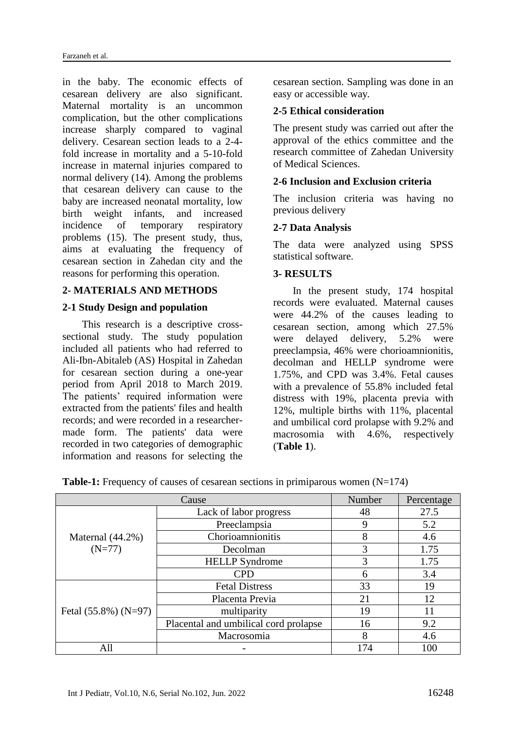in the baby. The economic effects of cesarean delivery are also significant. Maternal mortality is an uncommon complication, but the other complications increase sharply compared to vaginal delivery. Cesarean section leads to a 2-4-fold increase in mortality and a 5-10-fold increase in maternal injuries compared to normal delivery (14). Among the problems that cesarean delivery can cause to the baby are increased neonatal mortality, low birth weight infants, and increased incidence of temporary respiratory problems (15). The present study, thus, aims at evaluating the frequency of cesarean section in Zahedan city and the reasons for performing this operation.

## 2- MATERIALS AND METHODS

### 2-1 Study Design and population

This research is a descriptive cross-sectional study. The study population included all patients who had referred to Ali-Ibn-Abitaleb (AS) Hospital in Zahedan for cesarean section during a one-year period from April 2018 to March 2019. The patients' required information were extracted from the patients' files and health records; and were recorded in a researcher-made form. The patients' data were recorded in two categories of demographic information and reasons for selecting the cesarean section. Sampling was done in an easy or accessible way.

### 2-5 Ethical consideration

The present study was carried out after the approval of the ethics committee and the research committee of Zahedan University of Medical Sciences.

### 2-6 Inclusion and Exclusion criteria

The inclusion criteria was having no previous delivery

### 2-7 Data Analysis

The data were analyzed using SPSS statistical software.

## 3- RESULTS

In the present study, 174 hospital records were evaluated. Maternal causes were 44.2% of the causes leading to cesarean section, among which 27.5% were delayed delivery, 5.2% were preeclampsia, 46% were chorioamnionitis, decolman and HELLP syndrome were 1.75%, and CPD was 3.4%. Fetal causes with a prevalence of 55.8% included fetal distress with 19%, placenta previa with 12%, multiple births with 11%, placental and umbilical cord prolapse with 9.2% and macrosomia with 4.6%, respectively (**Table 1**).

**Table-1:** Frequency of causes of cesarean sections in primiparous women (N=174)

| Cause | | Number | Percentage |
|---|---|---|---|
| Maternal (44.2%) (N=77) | Lack of labor progress | 48 | 27.5 |
| | Preeclampsia | 9 | 5.2 |
| | Chorioamnionitis | 8 | 4.6 |
| | Decolman | 3 | 1.75 |
| | HELLP Syndrome | 3 | 1.75 |
| | CPD | 6 | 3.4 |
| Fetal (55.8%) (N=97) | Fetal Distress | 33 | 19 |
| | Placenta Previa | 21 | 12 |
| | multiparity | 19 | 11 |
| | Placental and umbilical cord prolapse | 16 | 9.2 |
| | Macrosomia | 8 | 4.6 |
| All | - | 174 | 100 |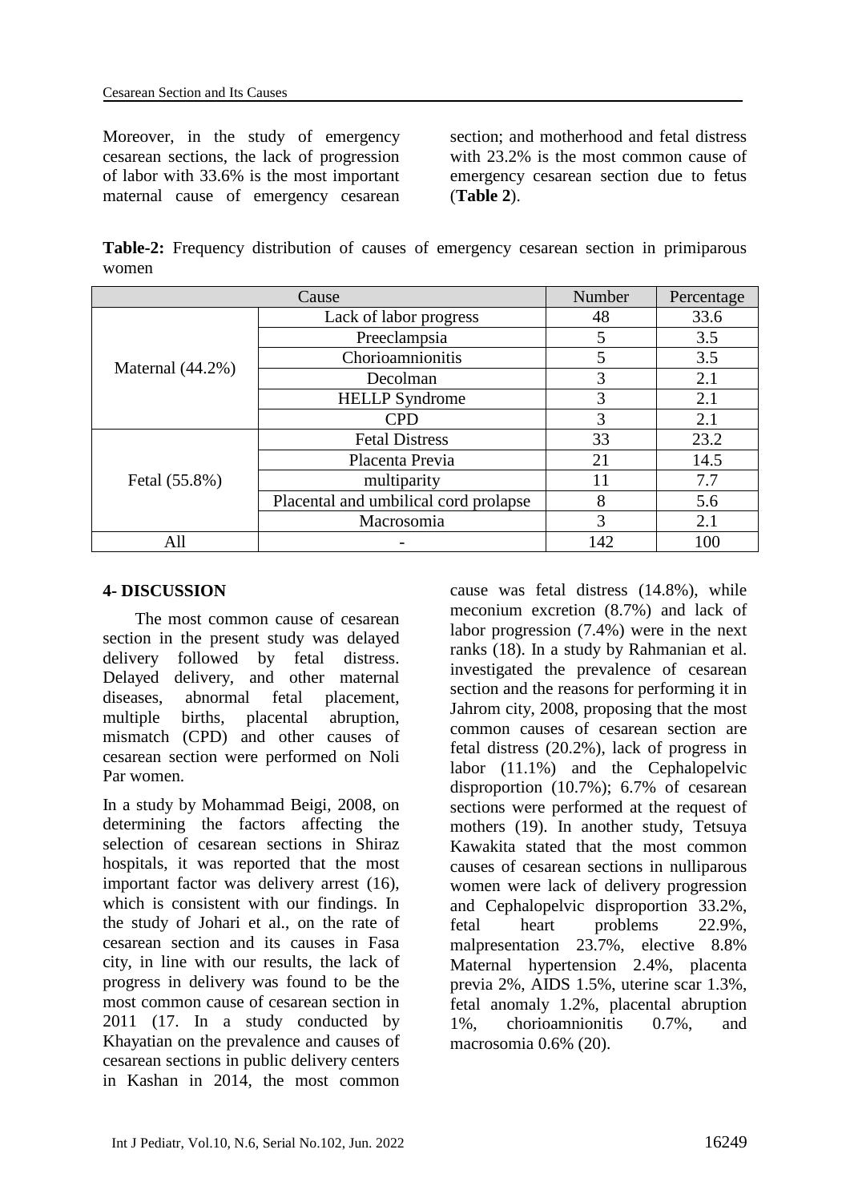Moreover, in the study of emergency cesarean sections, the lack of progression of labor with 33.6% is the most important maternal cause of emergency cesarean section; and motherhood and fetal distress with 23.2% is the most common cause of emergency cesarean section due to fetus (**Table 2**).

**Table-2:** Frequency distribution of causes of emergency cesarean section in primiparous women

| Cause | | Number | Percentage |
|---|---|---|---|
| Maternal (44.2%) | Lack of labor progress | 48 | 33.6 |
| | Preeclampsia | 5 | 3.5 |
| | Chorioamnionitis | 5 | 3.5 |
| | Decolman | 3 | 2.1 |
| | HELLP Syndrome | 3 | 2.1 |
| | CPD | 3 | 2.1 |
| Fetal (55.8%) | Fetal Distress | 33 | 23.2 |
| | Placenta Previa | 21 | 14.5 |
| | multiparity | 11 | 7.7 |
| | Placental and umbilical cord prolapse | 8 | 5.6 |
| | Macrosomia | 3 | 2.1 |
| All | - | 142 | 100 |

## 4- DISCUSSION

The most common cause of cesarean section in the present study was delayed delivery followed by fetal distress. Delayed delivery, and other maternal diseases, abnormal fetal placement, multiple births, placental abruption, mismatch (CPD) and other causes of cesarean section were performed on Noli Par women.

In a study by Mohammad Beigi, 2008, on determining the factors affecting the selection of cesarean sections in Shiraz hospitals, it was reported that the most important factor was delivery arrest (16), which is consistent with our findings. In the study of Johari et al., on the rate of cesarean section and its causes in Fasa city, in line with our results, the lack of progress in delivery was found to be the most common cause of cesarean section in 2011 (17. In a study conducted by Khayatian on the prevalence and causes of cesarean sections in public delivery centers in Kashan in 2014, the most common cause was fetal distress (14.8%), while meconium excretion (8.7%) and lack of labor progression (7.4%) were in the next ranks (18). In a study by Rahmanian et al. investigated the prevalence of cesarean section and the reasons for performing it in Jahrom city, 2008, proposing that the most common causes of cesarean section are fetal distress (20.2%), lack of progress in labor (11.1%) and the Cephalopelvic disproportion (10.7%); 6.7% of cesarean sections were performed at the request of mothers (19). In another study, Tetsuya Kawakita stated that the most common causes of cesarean sections in nulliparous women were lack of delivery progression and Cephalopelvic disproportion 33.2%, fetal heart problems 22.9%, malpresentation 23.7%, elective 8.8% Maternal hypertension 2.4%, placenta previa 2%, AIDS 1.5%, uterine scar 1.3%, fetal anomaly 1.2%, placental abruption 1%, chorioamnionitis 0.7%, and macrosomia 0.6% (20).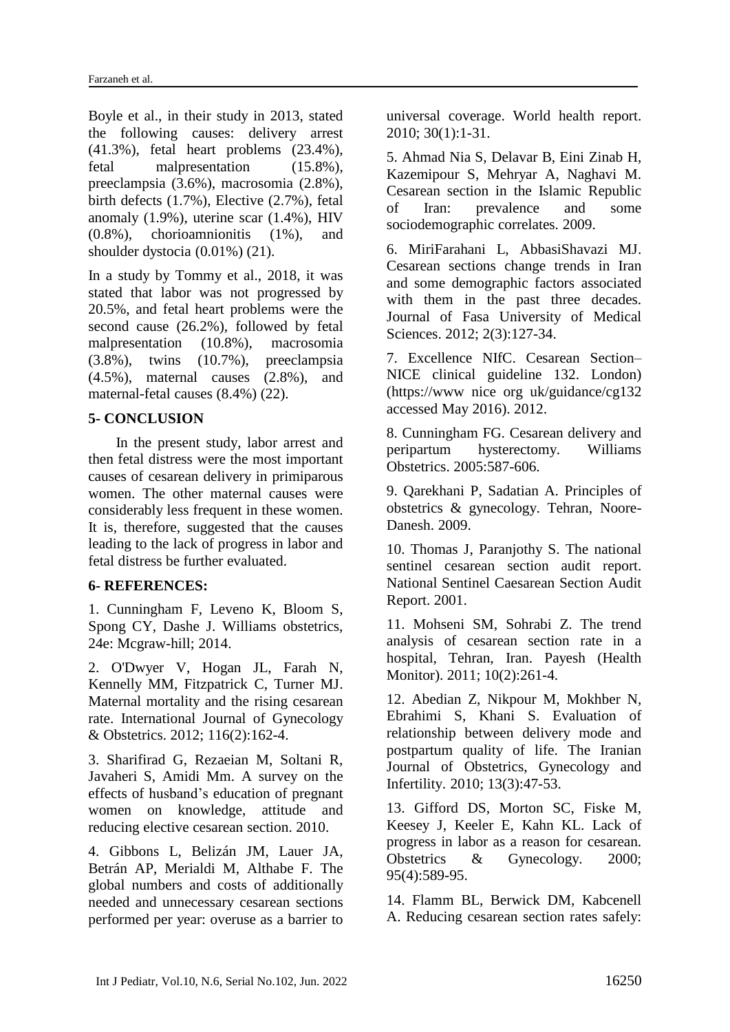Boyle et al., in their study in 2013, stated the following causes: delivery arrest (41.3%), fetal heart problems (23.4%), fetal malpresentation (15.8%), preeclampsia (3.6%), macrosomia (2.8%), birth defects (1.7%), Elective (2.7%), fetal anomaly (1.9%), uterine scar (1.4%), HIV (0.8%), chorioamnionitis (1%), and shoulder dystocia (0.01%) (21).

In a study by Tommy et al., 2018, it was stated that labor was not progressed by 20.5%, and fetal heart problems were the second cause (26.2%), followed by fetal malpresentation (10.8%), macrosomia (3.8%), twins (10.7%), preeclampsia (4.5%), maternal causes (2.8%), and maternal-fetal causes (8.4%) (22).

## 5- CONCLUSION

In the present study, labor arrest and then fetal distress were the most important causes of cesarean delivery in primiparous women. The other maternal causes were considerably less frequent in these women. It is, therefore, suggested that the causes leading to the lack of progress in labor and fetal distress be further evaluated.

## 6- REFERENCES:

1. Cunningham F, Leveno K, Bloom S, Spong CY, Dashe J. Williams obstetrics, 24e: Mcgraw-hill; 2014.

2. O'Dwyer V, Hogan JL, Farah N, Kennelly MM, Fitzpatrick C, Turner MJ. Maternal mortality and the rising cesarean rate. International Journal of Gynecology & Obstetrics. 2012; 116(2):162-4.

3. Sharifirad G, Rezaeian M, Soltani R, Javaheri S, Amidi Mm. A survey on the effects of husband's education of pregnant women on knowledge, attitude and reducing elective cesarean section. 2010.

4. Gibbons L, Belizán JM, Lauer JA, Betrán AP, Merialdi M, Althabe F. The global numbers and costs of additionally needed and unnecessary cesarean sections performed per year: overuse as a barrier to universal coverage. World health report. 2010; 30(1):1-31.

5. Ahmad Nia S, Delavar B, Eini Zinab H, Kazemipour S, Mehryar A, Naghavi M. Cesarean section in the Islamic Republic of Iran: prevalence and some sociodemographic correlates. 2009.

6. MiriFarahani L, AbbasiShavazi MJ. Cesarean sections change trends in Iran and some demographic factors associated with them in the past three decades. Journal of Fasa University of Medical Sciences. 2012; 2(3):127-34.

7. Excellence NIfC. Cesarean Section– NICE clinical guideline 132. London) (https://www nice org uk/guidance/cg132 accessed May 2016). 2012.

8. Cunningham FG. Cesarean delivery and peripartum hysterectomy. Williams Obstetrics. 2005:587-606.

9. Qarekhani P, Sadatian A. Principles of obstetrics & gynecology. Tehran, Noore-Danesh. 2009.

10. Thomas J, Paranjothy S. The national sentinel cesarean section audit report. National Sentinel Caesarean Section Audit Report. 2001.

11. Mohseni SM, Sohrabi Z. The trend analysis of cesarean section rate in a hospital, Tehran, Iran. Payesh (Health Monitor). 2011; 10(2):261-4.

12. Abedian Z, Nikpour M, Mokhber N, Ebrahimi S, Khani S. Evaluation of relationship between delivery mode and postpartum quality of life. The Iranian Journal of Obstetrics, Gynecology and Infertility. 2010; 13(3):47-53.

13. Gifford DS, Morton SC, Fiske M, Keesey J, Keeler E, Kahn KL. Lack of progress in labor as a reason for cesarean. Obstetrics & Gynecology. 2000; 95(4):589-95.

14. Flamm BL, Berwick DM, Kabcenell A. Reducing cesarean section rates safely: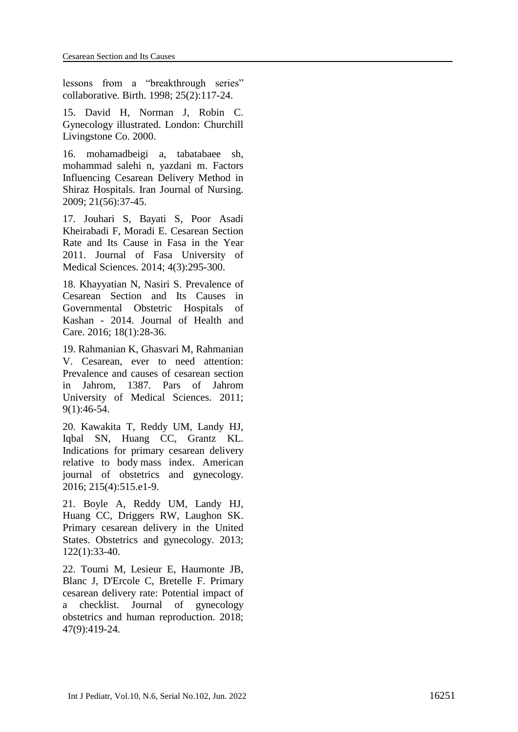lessons from a "breakthrough series" collaborative. Birth. 1998; 25(2):117-24.

15. David H, Norman J, Robin C. Gynecology illustrated. London: Churchill Livingstone Co. 2000.

16. mohamadbeigi a, tabatabaee sh, mohammad salehi n, yazdani m. Factors Influencing Cesarean Delivery Method in Shiraz Hospitals. Iran Journal of Nursing. 2009; 21(56):37-45.

17. Jouhari S, Bayati S, Poor Asadi Kheirabadi F, Moradi E. Cesarean Section Rate and Its Cause in Fasa in the Year 2011. Journal of Fasa University of Medical Sciences. 2014; 4(3):295-300.

18. Khayyatian N, Nasiri S. Prevalence of Cesarean Section and Its Causes in Governmental Obstetric Hospitals of Kashan - 2014. Journal of Health and Care. 2016; 18(1):28-36.

19. Rahmanian K, Ghasvari M, Rahmanian V. Cesarean, ever to need attention: Prevalence and causes of cesarean section in Jahrom, 1387. Pars of Jahrom University of Medical Sciences. 2011; 9(1):46-54.

20. Kawakita T, Reddy UM, Landy HJ, Iqbal SN, Huang CC, Grantz KL. Indications for primary cesarean delivery relative to body mass index. American journal of obstetrics and gynecology. 2016; 215(4):515.e1-9.

21. Boyle A, Reddy UM, Landy HJ, Huang CC, Driggers RW, Laughon SK. Primary cesarean delivery in the United States. Obstetrics and gynecology. 2013; 122(1):33-40.

22. Toumi M, Lesieur E, Haumonte JB, Blanc J, D'Ercole C, Bretelle F. Primary cesarean delivery rate: Potential impact of a checklist. Journal of gynecology obstetrics and human reproduction. 2018; 47(9):419-24.